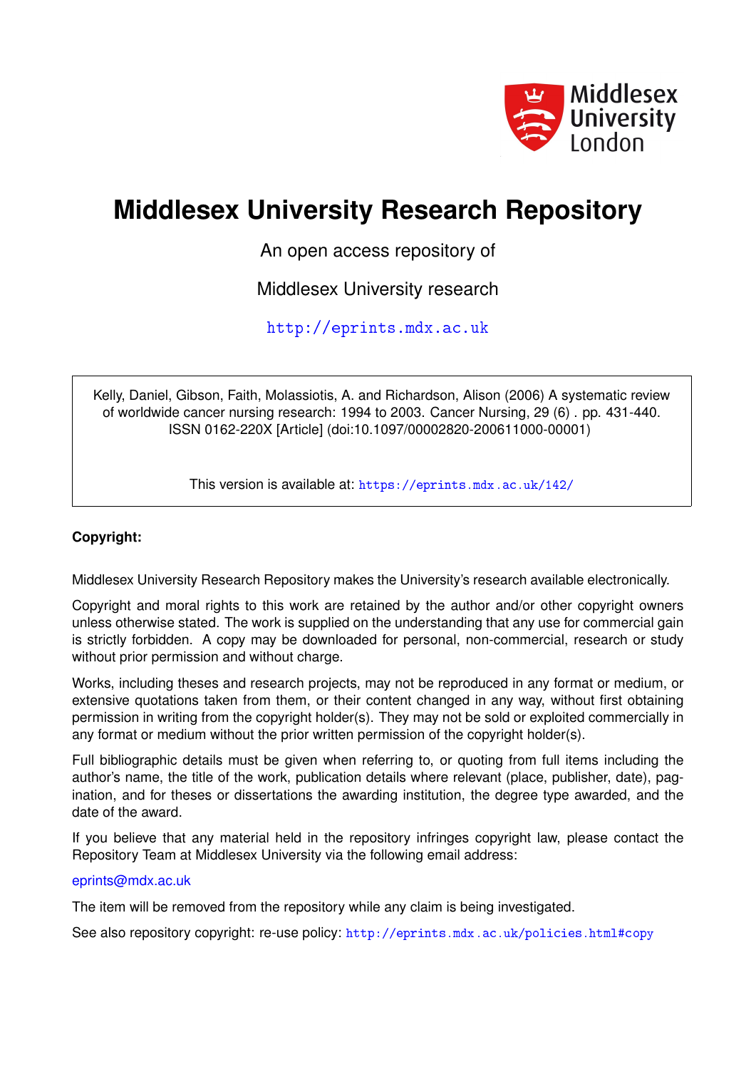Middlesex University London

# Middlesex University Research Repository

An open access repository of

Middlesex University research

http://eprints.mdx.ac.uk

Kelly, Daniel, Gibson, Faith, Molassiotis, A. and Richardson, Alison (2006) A systematic review of worldwide cancer nursing research: 1994 to 2003. Cancer Nursing, 29 (6) . pp. 431-440. ISSN 0162-220X [Article] (doi:10.1097/00002820-200611000-00001)

This version is available at: https://eprints.mdx.ac.uk/142/

**Copyright:**

Middlesex University Research Repository makes the University's research available electronically.

Copyright and moral rights to this work are retained by the author and/or other copyright owners unless otherwise stated. The work is supplied on the understanding that any use for commercial gain is strictly forbidden. A copy may be downloaded for personal, non-commercial, research or study without prior permission and without charge.

Works, including theses and research projects, may not be reproduced in any format or medium, or extensive quotations taken from them, or their content changed in any way, without first obtaining permission in writing from the copyright holder(s). They may not be sold or exploited commercially in any format or medium without the prior written permission of the copyright holder(s).

Full bibliographic details must be given when referring to, or quoting from full items including the author's name, the title of the work, publication details where relevant (place, publisher, date), pagination, and for theses or dissertations the awarding institution, the degree type awarded, and the date of the award.

If you believe that any material held in the repository infringes copyright law, please contact the Repository Team at Middlesex University via the following email address:

eprints@mdx.ac.uk

The item will be removed from the repository while any claim is being investigated.

See also repository copyright: re-use policy: http://eprints.mdx.ac.uk/policies.html#copy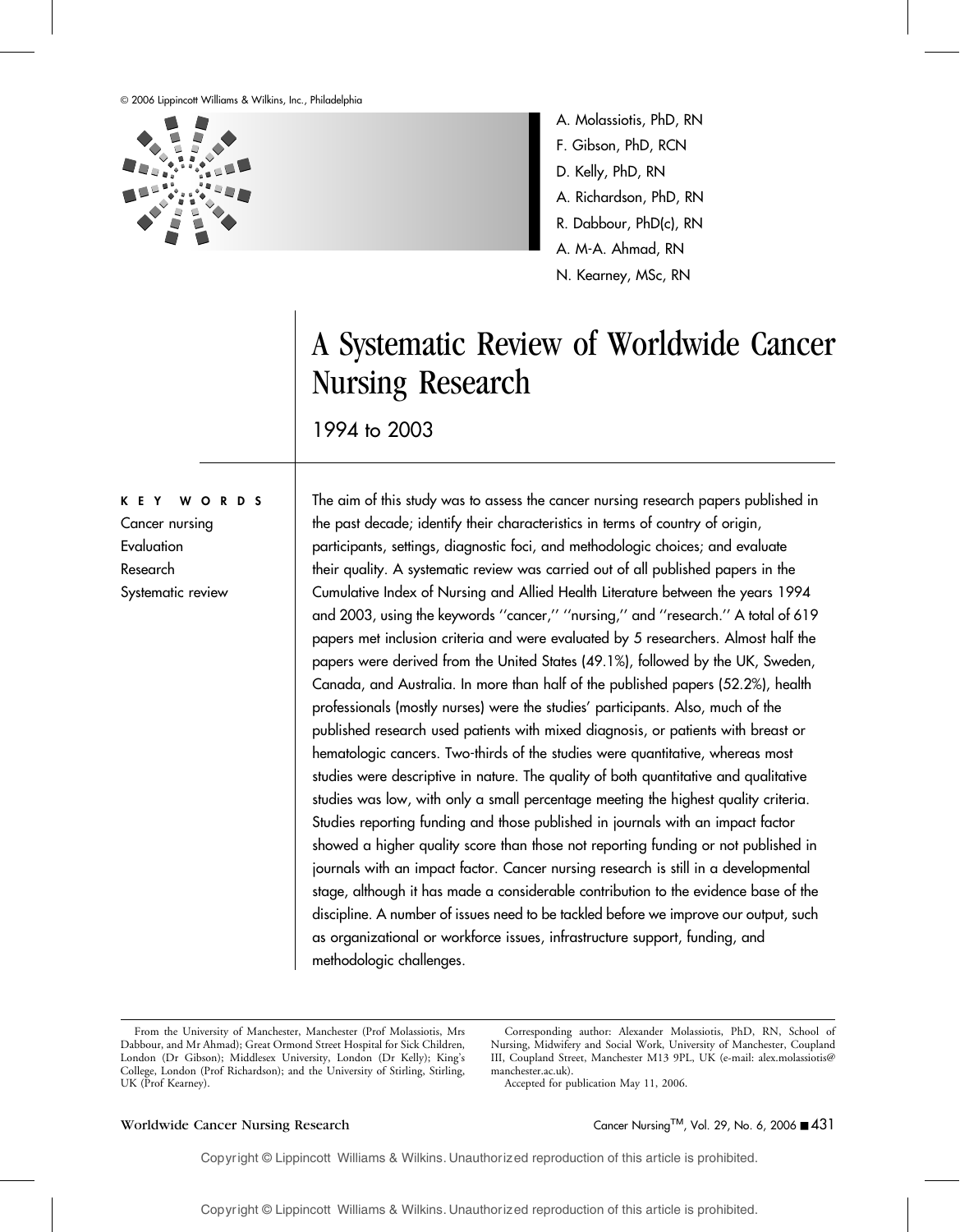© 2006 Lippincott Williams & Wilkins, Inc., Philadelphia

A. Molassiotis, PhD, RN
F. Gibson, PhD, RCN
D. Kelly, PhD, RN
A. Richardson, PhD, RN
R. Dabbour, PhD(c), RN
A. M-A. Ahmad, RN
N. Kearney, MSc, RN

# A Systematic Review of Worldwide Cancer Nursing Research

## 1994 to 2003

**KEY WORDS**
Cancer nursing
Evaluation
Research
Systematic review

The aim of this study was to assess the cancer nursing research papers published in the past decade; identify their characteristics in terms of country of origin, participants, settings, diagnostic foci, and methodologic choices; and evaluate their quality. A systematic review was carried out of all published papers in the Cumulative Index of Nursing and Allied Health Literature between the years 1994 and 2003, using the keywords ''cancer,'' ''nursing,'' and ''research.'' A total of 619 papers met inclusion criteria and were evaluated by 5 researchers. Almost half the papers were derived from the United States (49.1%), followed by the UK, Sweden, Canada, and Australia. In more than half of the published papers (52.2%), health professionals (mostly nurses) were the studies' participants. Also, much of the published research used patients with mixed diagnosis, or patients with breast or hematologic cancers. Two-thirds of the studies were quantitative, whereas most studies were descriptive in nature. The quality of both quantitative and qualitative studies was low, with only a small percentage meeting the highest quality criteria. Studies reporting funding and those published in journals with an impact factor showed a higher quality score than those not reporting funding or not published in journals with an impact factor. Cancer nursing research is still in a developmental stage, although it has made a considerable contribution to the evidence base of the discipline. A number of issues need to be tackled before we improve our output, such as organizational or workforce issues, infrastructure support, funding, and methodologic challenges.

From the University of Manchester, Manchester (Prof Molassiotis, Mrs Dabbour, and Mr Ahmad); Great Ormond Street Hospital for Sick Children, London (Dr Gibson); Middlesex University, London (Dr Kelly); King's College, London (Prof Richardson); and the University of Stirling, Stirling, UK (Prof Kearney).

Corresponding author: Alexander Molassiotis, PhD, RN, School of Nursing, Midwifery and Social Work, University of Manchester, Coupland III, Coupland Street, Manchester M13 9PL, UK (e-mail: alex.molassiotis@manchester.ac.uk).

Accepted for publication May 11, 2006.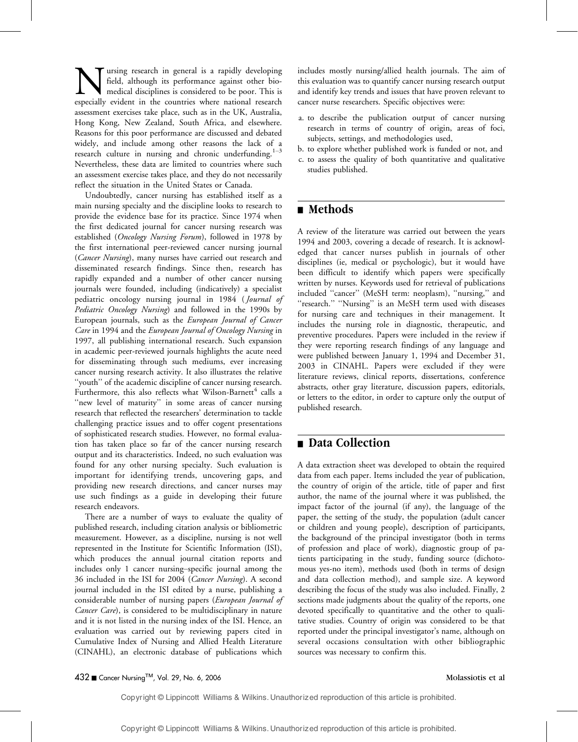Nursing research in general is a rapidly developing field, although its performance against other biomedical disciplines is considered to be poor. This is especially evident in the countries where national research assessment exercises take place, such as in the UK, Australia, Hong Kong, New Zealand, South Africa, and elsewhere. Reasons for this poor performance are discussed and debated widely, and include among other reasons the lack of a research culture in nursing and chronic underfunding.[1–3] Nevertheless, these data are limited to countries where such an assessment exercise takes place, and they do not necessarily reflect the situation in the United States or Canada.

Undoubtedly, cancer nursing has established itself as a main nursing specialty and the discipline looks to research to provide the evidence base for its practice. Since 1974 when the first dedicated journal for cancer nursing research was established (*Oncology Nursing Forum*), followed in 1978 by the first international peer-reviewed cancer nursing journal (*Cancer Nursing*), many nurses have carried out research and disseminated research findings. Since then, research has rapidly expanded and a number of other cancer nursing journals were founded, including (indicatively) a specialist pediatric oncology nursing journal in 1984 (*Journal of Pediatric Oncology Nursing*) and followed in the 1990s by European journals, such as the *European Journal of Cancer Care* in 1994 and the *European Journal of Oncology Nursing* in 1997, all publishing international research. Such expansion in academic peer-reviewed journals highlights the acute need for disseminating through such mediums, ever increasing cancer nursing research activity. It also illustrates the relative "youth" of the academic discipline of cancer nursing research. Furthermore, this also reflects what Wilson-Barnett[4] calls a "new level of maturity" in some areas of cancer nursing research that reflected the researchers' determination to tackle challenging practice issues and to offer cogent presentations of sophisticated research studies. However, no formal evaluation has taken place so far of the cancer nursing research output and its characteristics. Indeed, no such evaluation was found for any other nursing specialty. Such evaluation is important for identifying trends, uncovering gaps, and providing new research directions, and cancer nurses may use such findings as a guide in developing their future research endeavors.

There are a number of ways to evaluate the quality of published research, including citation analysis or bibliometric measurement. However, as a discipline, nursing is not well represented in the Institute for Scientific Information (ISI), which produces the annual journal citation reports and includes only 1 cancer nursing–specific journal among the 36 included in the ISI for 2004 (*Cancer Nursing*). A second journal included in the ISI edited by a nurse, publishing a considerable number of nursing papers (*European Journal of Cancer Care*), is considered to be multidisciplinary in nature and it is not listed in the nursing index of the ISI. Hence, an evaluation was carried out by reviewing papers cited in Cumulative Index of Nursing and Allied Health Literature (CINAHL), an electronic database of publications which includes mostly nursing/allied health journals. The aim of this evaluation was to quantify cancer nursing research output and identify key trends and issues that have proven relevant to cancer nurse researchers. Specific objectives were:

a. to describe the publication output of cancer nursing research in terms of country of origin, areas of foci, subjects, settings, and methodologies used,
b. to explore whether published work is funded or not, and
c. to assess the quality of both quantitative and qualitative studies published.

## Methods

A review of the literature was carried out between the years 1994 and 2003, covering a decade of research. It is acknowledged that cancer nurses publish in journals of other disciplines (ie, medical or psychologic), but it would have been difficult to identify which papers were specifically written by nurses. Keywords used for retrieval of publications included "cancer" (MeSH term: neoplasm), "nursing," and "research." "Nursing" is an MeSH term used with diseases for nursing care and techniques in their management. It includes the nursing role in diagnostic, therapeutic, and preventive procedures. Papers were included in the review if they were reporting research findings of any language and were published between January 1, 1994 and December 31, 2003 in CINAHL. Papers were excluded if they were literature reviews, clinical reports, dissertations, conference abstracts, other gray literature, discussion papers, editorials, or letters to the editor, in order to capture only the output of published research.

## Data Collection

A data extraction sheet was developed to obtain the required data from each paper. Items included the year of publication, the country of origin of the article, title of paper and first author, the name of the journal where it was published, the impact factor of the journal (if any), the language of the paper, the setting of the study, the population (adult cancer or children and young people), description of participants, the background of the principal investigator (both in terms of profession and place of work), diagnostic group of patients participating in the study, funding source (dichotomous yes-no item), methods used (both in terms of design and data collection method), and sample size. A keyword describing the focus of the study was also included. Finally, 2 sections made judgments about the quality of the reports, one devoted specifically to quantitative and the other to qualitative studies. Country of origin was considered to be that reported under the principal investigator's name, although on several occasions consultation with other bibliographic sources was necessary to confirm this.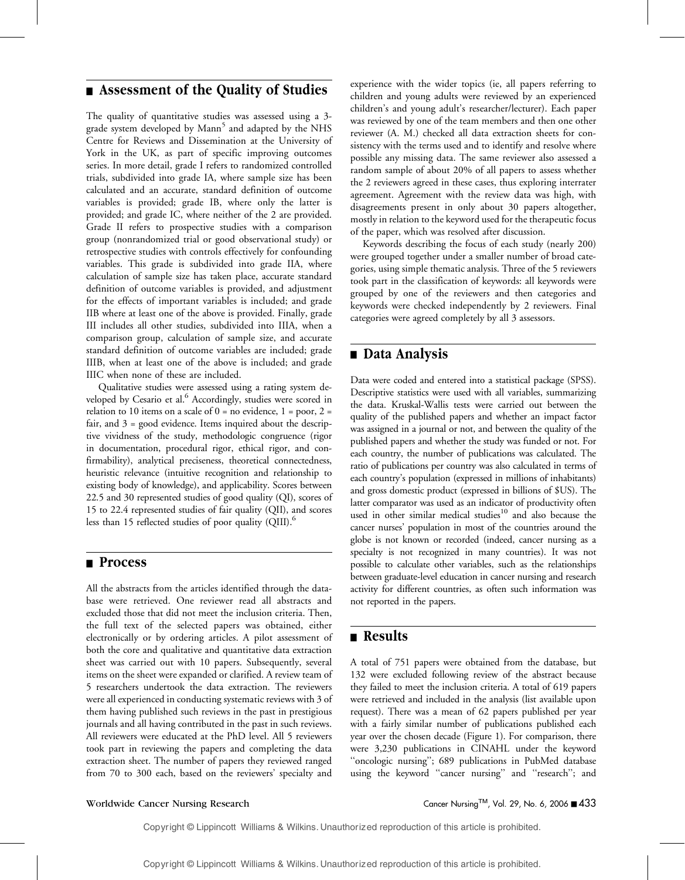## Assessment of the Quality of Studies

The quality of quantitative studies was assessed using a 3-grade system developed by Mann[5] and adapted by the NHS Centre for Reviews and Dissemination at the University of York in the UK, as part of specific improving outcomes series. In more detail, grade I refers to randomized controlled trials, subdivided into grade IA, where sample size has been calculated and an accurate, standard definition of outcome variables is provided; grade IB, where only the latter is provided; and grade IC, where neither of the 2 are provided. Grade II refers to prospective studies with a comparison group (nonrandomized trial or good observational study) or retrospective studies with controls effectively for confounding variables. This grade is subdivided into grade IIA, where calculation of sample size has taken place, accurate standard definition of outcome variables is provided, and adjustment for the effects of important variables is included; and grade IIB where at least one of the above is provided. Finally, grade III includes all other studies, subdivided into IIIA, when a comparison group, calculation of sample size, and accurate standard definition of outcome variables are included; grade IIIB, when at least one of the above is included; and grade IIIC when none of these are included.

Qualitative studies were assessed using a rating system developed by Cesario et al.[6] Accordingly, studies were scored in relation to 10 items on a scale of 0 = no evidence, 1 = poor, 2 = fair, and 3 = good evidence. Items inquired about the descriptive vividness of the study, methodologic congruence (rigor in documentation, procedural rigor, ethical rigor, and confirmability), analytical preciseness, theoretical connectedness, heuristic relevance (intuitive recognition and relationship to existing body of knowledge), and applicability. Scores between 22.5 and 30 represented studies of good quality (QI), scores of 15 to 22.4 represented studies of fair quality (QII), and scores less than 15 reflected studies of poor quality (QIII).[6]

## Process

All the abstracts from the articles identified through the database were retrieved. One reviewer read all abstracts and excluded those that did not meet the inclusion criteria. Then, the full text of the selected papers was obtained, either electronically or by ordering articles. A pilot assessment of both the core and qualitative and quantitative data extraction sheet was carried out with 10 papers. Subsequently, several items on the sheet were expanded or clarified. A review team of 5 researchers undertook the data extraction. The reviewers were all experienced in conducting systematic reviews with 3 of them having published such reviews in the past in prestigious journals and all having contributed in the past in such reviews. All reviewers were educated at the PhD level. All 5 reviewers took part in reviewing the papers and completing the data extraction sheet. The number of papers they reviewed ranged from 70 to 300 each, based on the reviewers' specialty and experience with the wider topics (ie, all papers referring to children and young adults were reviewed by an experienced children's and young adult's researcher/lecturer). Each paper was reviewed by one of the team members and then one other reviewer (A. M.) checked all data extraction sheets for consistency with the terms used and to identify and resolve where possible any missing data. The same reviewer also assessed a random sample of about 20% of all papers to assess whether the 2 reviewers agreed in these cases, thus exploring interrater agreement. Agreement with the review data was high, with disagreements present in only about 30 papers altogether, mostly in relation to the keyword used for the therapeutic focus of the paper, which was resolved after discussion.

Keywords describing the focus of each study (nearly 200) were grouped together under a smaller number of broad categories, using simple thematic analysis. Three of the 5 reviewers took part in the classification of keywords: all keywords were grouped by one of the reviewers and then categories and keywords were checked independently by 2 reviewers. Final categories were agreed completely by all 3 assessors.

## Data Analysis

Data were coded and entered into a statistical package (SPSS). Descriptive statistics were used with all variables, summarizing the data. Kruskal-Wallis tests were carried out between the quality of the published papers and whether an impact factor was assigned in a journal or not, and between the quality of the published papers and whether the study was funded or not. For each country, the number of publications was calculated. The ratio of publications per country was also calculated in terms of each country's population (expressed in millions of inhabitants) and gross domestic product (expressed in billions of $US). The latter comparator was used as an indicator of productivity often used in other similar medical studies[10] and also because the cancer nurses' population in most of the countries around the globe is not known or recorded (indeed, cancer nursing as a specialty is not recognized in many countries). It was not possible to calculate other variables, such as the relationships between graduate-level education in cancer nursing and research activity for different countries, as often such information was not reported in the papers.

## Results

A total of 751 papers were obtained from the database, but 132 were excluded following review of the abstract because they failed to meet the inclusion criteria. A total of 619 papers were retrieved and included in the analysis (list available upon request). There was a mean of 62 papers published per year with a fairly similar number of publications published each year over the chosen decade (Figure 1). For comparison, there were 3,230 publications in CINAHL under the keyword "oncologic nursing"; 689 publications in PubMed database using the keyword "cancer nursing" and "research"; and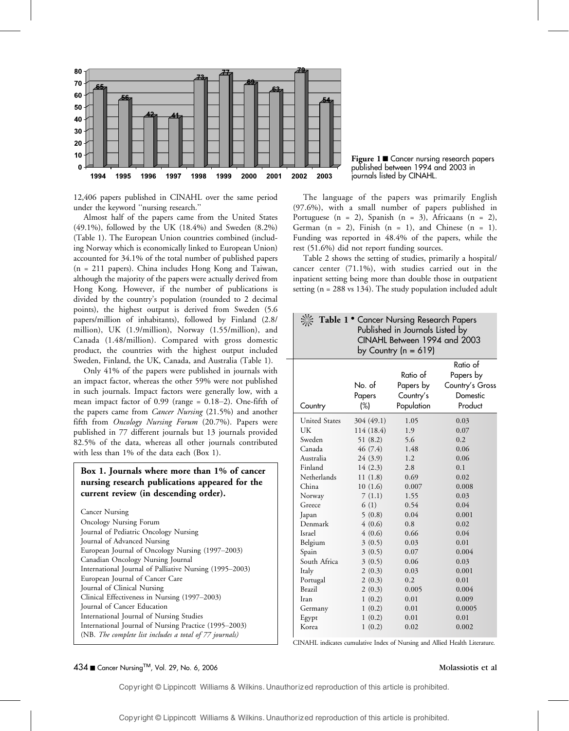80
70
60
50
40
30
20
10
0

65 56 42 41 73 77 69 63 79 54

1994 1995 1996 1997 1998 1999 2000 2001 2002 2003

**Figure 1** ■ Cancer nursing research papers published between 1994 and 2003 in journals listed by CINAHL.

12,406 papers published in CINAHL over the same period under the keyword "nursing research."

Almost half of the papers came from the United States (49.1%), followed by the UK (18.4%) and Sweden (8.2%) (Table 1). The European Union countries combined (including Norway which is economically linked to European Union) accounted for 34.1% of the total number of published papers (n = 211 papers). China includes Hong Kong and Taiwan, although the majority of the papers were actually derived from Hong Kong. However, if the number of publications is divided by the country's population (rounded to 2 decimal points), the highest output is derived from Sweden (5.6 papers/million of inhabitants), followed by Finland (2.8/million), UK (1.9/million), Norway (1.55/million), and Canada (1.48/million). Compared with gross domestic product, the countries with the highest output included Sweden, Finland, the UK, Canada, and Australia (Table 1).

Only 41% of the papers were published in journals with an impact factor, whereas the other 59% were not published in such journals. Impact factors were generally low, with a mean impact factor of 0.99 (range = 0.18–2). One-fifth of the papers came from *Cancer Nursing* (21.5%) and another fifth from *Oncology Nursing Forum* (20.7%). Papers were published in 77 different journals but 13 journals provided 82.5% of the data, whereas all other journals contributed with less than 1% of the data each (Box 1).

**Box 1. Journals where more than 1% of cancer nursing research publications appeared for the current review (in descending order).**

Cancer Nursing
Oncology Nursing Forum
Journal of Pediatric Oncology Nursing
Journal of Advanced Nursing
European Journal of Oncology Nursing (1997–2003)
Canadian Oncology Nursing Journal
International Journal of Palliative Nursing (1995–2003)
European Journal of Cancer Care
Journal of Clinical Nursing
Clinical Effectiveness in Nursing (1997–2003)
Journal of Cancer Education
International Journal of Nursing Studies
International Journal of Nursing Practice (1995–2003)
(NB. *The complete list includes a total of 77 journals*)

The language of the papers was primarily English (97.6%), with a small number of papers published in Portuguese (n = 2), Spanish (n = 3), Africaans (n = 2), German (n = 2), Finish (n = 1), and Chinese (n = 1). Funding was reported in 48.4% of the papers, while the rest (51.6%) did not report funding sources.

Table 2 shows the setting of studies, primarily a hospital/cancer center (71.1%), with studies carried out in the inpatient setting being more than double those in outpatient setting (n = 288 vs 134). The study population included adult

**Table 1** • Cancer Nursing Research Papers Published in Journals Listed by CINAHL Between 1994 and 2003 by Country (n = 619)

| Country | No. of Papers (%) | Ratio of Papers by Country's Population | Ratio of Papers by Country's Gross Domestic Product |
|---|---|---|---|
| United States | 304 (49.1) | 1.05 | 0.03 |
| UK | 114 (18.4) | 1.9 | 0.07 |
| Sweden | 51 (8.2) | 5.6 | 0.2 |
| Canada | 46 (7.4) | 1.48 | 0.06 |
| Australia | 24 (3.9) | 1.2 | 0.06 |
| Finland | 14 (2.3) | 2.8 | 0.1 |
| Netherlands | 11 (1.8) | 0.69 | 0.02 |
| China | 10 (1.6) | 0.007 | 0.008 |
| Norway | 7 (1.1) | 1.55 | 0.03 |
| Greece | 6 (1) | 0.54 | 0.04 |
| Japan | 5 (0.8) | 0.04 | 0.001 |
| Denmark | 4 (0.6) | 0.8 | 0.02 |
| Israel | 4 (0.6) | 0.66 | 0.04 |
| Belgium | 3 (0.5) | 0.03 | 0.01 |
| Spain | 3 (0.5) | 0.07 | 0.004 |
| South Africa | 3 (0.5) | 0.06 | 0.03 |
| Italy | 2 (0.3) | 0.03 | 0.001 |
| Portugal | 2 (0.3) | 0.2 | 0.01 |
| Brazil | 2 (0.3) | 0.005 | 0.004 |
| Iran | 1 (0.2) | 0.01 | 0.009 |
| Germany | 1 (0.2) | 0.01 | 0.0005 |
| Egypt | 1 (0.2) | 0.01 | 0.01 |
| Korea | 1 (0.2) | 0.02 | 0.002 |

CINAHL indicates cumulative Index of Nursing and Allied Health Literature.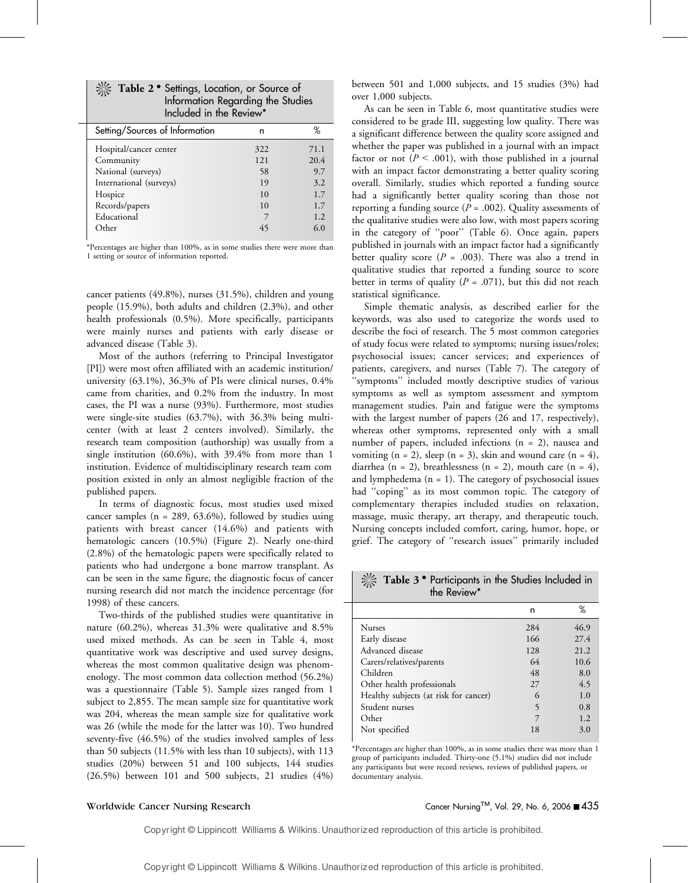**Table 2 • Settings, Location, or Source of Information Regarding the Studies Included in the Review***

| Setting/Sources of Information | n | % |
|---|---|---|
| Hospital/cancer center | 322 | 71.1 |
| Community | 121 | 20.4 |
| National (surveys) | 58 | 9.7 |
| International (surveys) | 19 | 3.2 |
| Hospice | 10 | 1.7 |
| Records/papers | 10 | 1.7 |
| Educational | 7 | 1.2 |
| Other | 45 | 6.0 |

*Percentages are higher than 100%, as in some studies there were more than 1 setting or source of information reported.

cancer patients (49.8%), nurses (31.5%), children and young people (15.9%), both adults and children (2.3%), and other health professionals (0.5%). More specifically, participants were mainly nurses and patients with early disease or advanced disease (Table 3).

Most of the authors (referring to Principal Investigator [PI]) were most often affiliated with an academic institution/university (63.1%), 36.3% of PIs were clinical nurses, 0.4% came from charities, and 0.2% from the industry. In most cases, the PI was a nurse (93%). Furthermore, most studies were single-site studies (63.7%), with 36.3% being multicenter (with at least 2 centers involved). Similarly, the research team composition (authorship) was usually from a single institution (60.6%), with 39.4% from more than 1 institution. Evidence of multidisciplinary research team composition existed in only an almost negligible fraction of the published papers.

In terms of diagnostic focus, most studies used mixed cancer samples (n = 289, 63.6%), followed by studies using patients with breast cancer (14.6%) and patients with hematologic cancers (10.5%) (Figure 2). Nearly one-third (2.8%) of the hematologic papers were specifically related to patients who had undergone a bone marrow transplant. As can be seen in the same figure, the diagnostic focus of cancer nursing research did not match the incidence percentage (for 1998) of these cancers.

Two-thirds of the published studies were quantitative in nature (60.2%), whereas 31.3% were qualitative and 8.5% used mixed methods. As can be seen in Table 4, most quantitative work was descriptive and used survey designs, whereas the most common qualitative design was phenomenology. The most common data collection method (56.2%) was a questionnaire (Table 5). Sample sizes ranged from 1 subject to 2,855. The mean sample size for quantitative work was 204, whereas the mean sample size for qualitative work was 26 (while the mode for the latter was 10). Two hundred seventy-five (46.5%) of the studies involved samples of less than 50 subjects (11.5% with less than 10 subjects), with 113 studies (20%) between 51 and 100 subjects, 144 studies (26.5%) between 101 and 500 subjects, 21 studies (4%) between 501 and 1,000 subjects, and 15 studies (3%) had over 1,000 subjects.

As can be seen in Table 6, most quantitative studies were considered to be grade III, suggesting low quality. There was a significant difference between the quality score assigned and whether the paper was published in a journal with an impact factor or not ($P < .001$), with those published in a journal with an impact factor demonstrating a better quality scoring overall. Similarly, studies which reported a funding source had a significantly better quality scoring than those not reporting a funding source ($P = .002$). Quality assessments of the qualitative studies were also low, with most papers scoring in the category of "poor" (Table 6). Once again, papers published in journals with an impact factor had a significantly better quality score ($P = .003$). There was also a trend in qualitative studies that reported a funding source to score better in terms of quality ($P = .071$), but this did not reach statistical significance.

Simple thematic analysis, as described earlier for the keywords, was also used to categorize the words used to describe the foci of research. The 5 most common categories of study focus were related to symptoms; nursing issues/roles; psychosocial issues; cancer services; and experiences of patients, caregivers, and nurses (Table 7). The category of "symptoms" included mostly descriptive studies of various symptoms as well as symptom assessment and symptom management studies. Pain and fatigue were the symptoms with the largest number of papers (26 and 17, respectively), whereas other symptoms, represented only with a small number of papers, included infections (n = 2), nausea and vomiting (n = 2), sleep (n = 3), skin and wound care (n = 4), diarrhea (n = 2), breathlessness (n = 2), mouth care (n = 4), and lymphedema (n = 1). The category of psychosocial issues had "coping" as its most common topic. The category of complementary therapies included studies on relaxation, massage, music therapy, art therapy, and therapeutic touch. Nursing concepts included comfort, caring, humor, hope, or grief. The category of "research issues" primarily included

**Table 3 • Participants in the Studies Included in the Review***

| | n | % |
|---|---|---|
| Nurses | 284 | 46.9 |
| Early disease | 166 | 27.4 |
| Advanced disease | 128 | 21.2 |
| Carers/relatives/parents | 64 | 10.6 |
| Children | 48 | 8.0 |
| Other health professionals | 27 | 4.5 |
| Healthy subjects (at risk for cancer) | 6 | 1.0 |
| Student nurses | 5 | 0.8 |
| Other | 7 | 1.2 |
| Not specified | 18 | 3.0 |

*Percentages are higher than 100%, as in some studies there was more than 1 group of participants included. Thirty-one (5.1%) studies did not include any participants but were record reviews, reviews of published papers, or documentary analysis.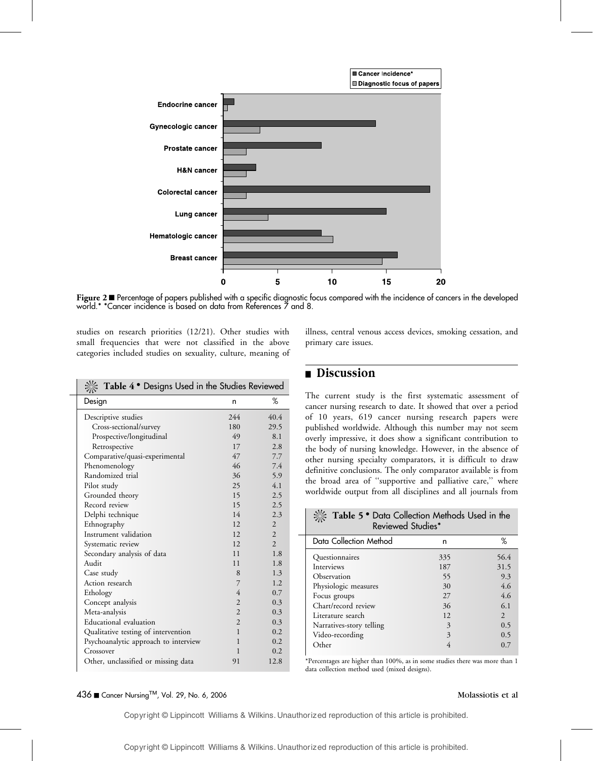Cancer Incidence*
Diagnostic focus of papers

Endocrine cancer
Gynecologic cancer
Prostate cancer
H&N cancer
Colorectal cancer
Lung cancer
Hematologic cancer
Breast cancer

0 5 10 15 20

**Figure 2** ■ Percentage of papers published with a specific diagnostic focus compared with the incidence of cancers in the developed world.* *Cancer incidence is based on data from References 7 and 8.

studies on research priorities (12/21). Other studies with small frequencies that were not classified in the above categories included studies on sexuality, culture, meaning of illness, central venous access devices, smoking cessation, and primary care issues.

**Table 4 • Designs Used in the Studies Reviewed**

| Design | n | % |
|---|---|---|
| Descriptive studies | 244 | 40.4 |
| Cross-sectional/survey | 180 | 29.5 |
| Prospective/longitudinal | 49 | 8.1 |
| Retrospective | 17 | 2.8 |
| Comparative/quasi-experimental | 47 | 7.7 |
| Phenomenology | 46 | 7.4 |
| Randomized trial | 36 | 5.9 |
| Pilot study | 25 | 4.1 |
| Grounded theory | 15 | 2.5 |
| Record review | 15 | 2.5 |
| Delphi technique | 14 | 2.3 |
| Ethnography | 12 | 2 |
| Instrument validation | 12 | 2 |
| Systematic review | 12 | 2 |
| Secondary analysis of data | 11 | 1.8 |
| Audit | 11 | 1.8 |
| Case study | 8 | 1.3 |
| Action research | 7 | 1.2 |
| Ethology | 4 | 0.7 |
| Concept analysis | 2 | 0.3 |
| Meta-analysis | 2 | 0.3 |
| Educational evaluation | 2 | 0.3 |
| Qualitative testing of intervention | 1 | 0.2 |
| Psychoanalytic approach to interview | 1 | 0.2 |
| Crossover | 1 | 0.2 |
| Other, unclassified or missing data | 91 | 12.8 |

## Discussion

The current study is the first systematic assessment of cancer nursing research to date. It showed that over a period of 10 years, 619 cancer nursing research papers were published worldwide. Although this number may not seem overly impressive, it does show a significant contribution to the body of nursing knowledge. However, in the absence of other nursing specialty comparators, it is difficult to draw definitive conclusions. The only comparator available is from the broad area of ''supportive and palliative care,'' where worldwide output from all disciplines and all journals from

**Table 5 • Data Collection Methods Used in the Reviewed Studies***

| Data Collection Method | n | % |
|---|---|---|
| Questionnaires | 335 | 56.4 |
| Interviews | 187 | 31.5 |
| Observation | 55 | 9.3 |
| Physiologic measures | 30 | 4.6 |
| Focus groups | 27 | 4.6 |
| Chart/record review | 36 | 6.1 |
| Literature search | 12 | 2 |
| Narratives-story telling | 3 | 0.5 |
| Video-recording | 3 | 0.5 |
| Other | 4 | 0.7 |

*Percentages are higher than 100%, as in some studies there was more than 1 data collection method used (mixed designs).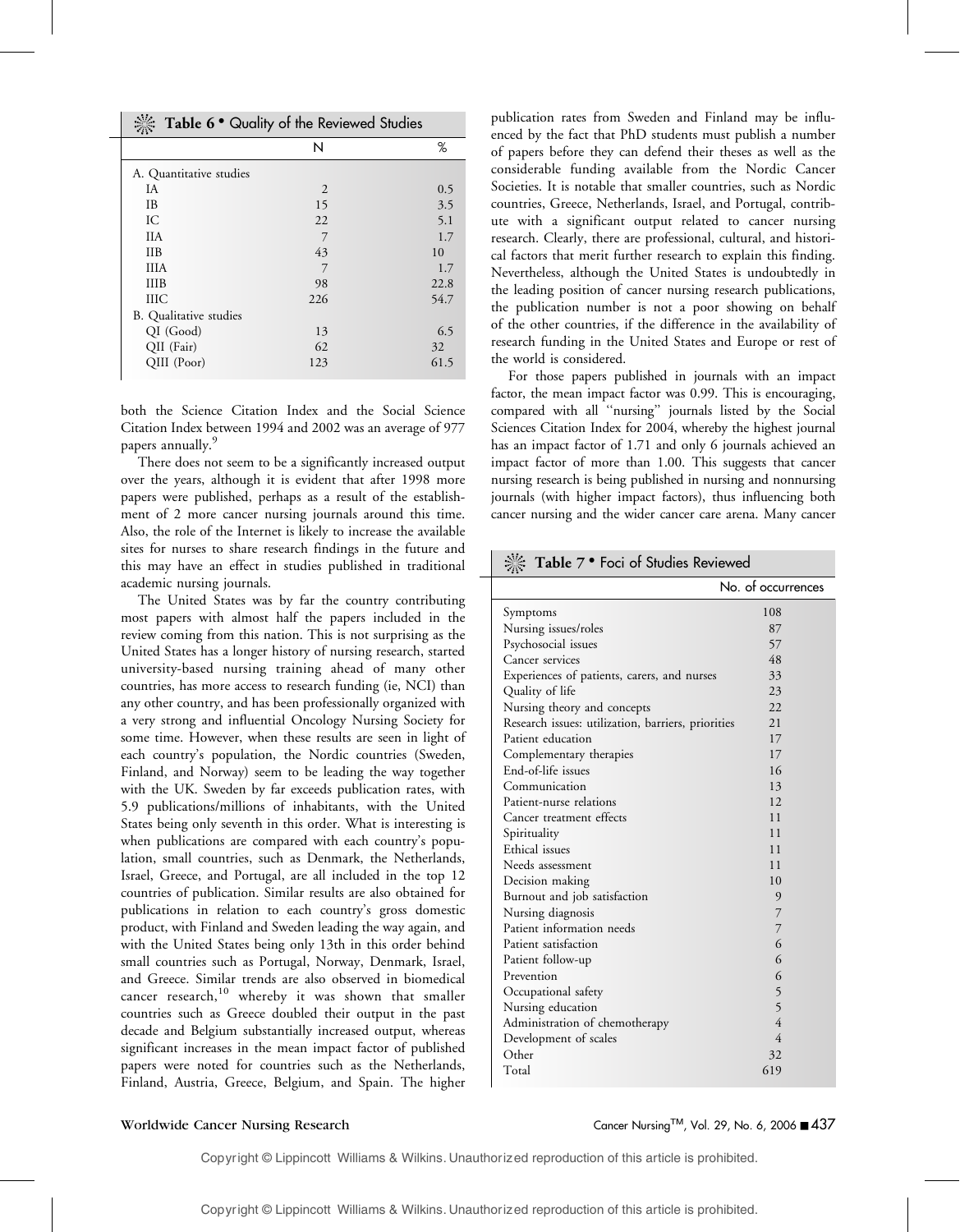**Table 6 • Quality of the Reviewed Studies**

| | N | % |
|---|---|---|
| A. Quantitative studies | | |
| IA | 2 | 0.5 |
| IB | 15 | 3.5 |
| IC | 22 | 5.1 |
| IIA | 7 | 1.7 |
| IIB | 43 | 10 |
| IIIA | 7 | 1.7 |
| IIIB | 98 | 22.8 |
| IIIC | 226 | 54.7 |
| B. Qualitative studies | | |
| QI (Good) | 13 | 6.5 |
| QII (Fair) | 62 | 32 |
| QIII (Poor) | 123 | 61.5 |

both the Science Citation Index and the Social Science Citation Index between 1994 and 2002 was an average of 977 papers annually.[9]

There does not seem to be a significantly increased output over the years, although it is evident that after 1998 more papers were published, perhaps as a result of the establishment of 2 more cancer nursing journals around this time. Also, the role of the Internet is likely to increase the available sites for nurses to share research findings in the future and this may have an effect in studies published in traditional academic nursing journals.

The United States was by far the country contributing most papers with almost half the papers included in the review coming from this nation. This is not surprising as the United States has a longer history of nursing research, started university-based nursing training ahead of many other countries, has more access to research funding (ie, NCI) than any other country, and has been professionally organized with a very strong and influential Oncology Nursing Society for some time. However, when these results are seen in light of each country's population, the Nordic countries (Sweden, Finland, and Norway) seem to be leading the way together with the UK. Sweden by far exceeds publication rates, with 5.9 publications/millions of inhabitants, with the United States being only seventh in this order. What is interesting is when publications are compared with each country's population, small countries, such as Denmark, the Netherlands, Israel, Greece, and Portugal, are all included in the top 12 countries of publication. Similar results are also obtained for publications in relation to each country's gross domestic product, with Finland and Sweden leading the way again, and with the United States being only 13th in this order behind small countries such as Portugal, Norway, Denmark, Israel, and Greece. Similar trends are also observed in biomedical cancer research,[10] whereby it was shown that smaller countries such as Greece doubled their output in the past decade and Belgium substantially increased output, whereas significant increases in the mean impact factor of published papers were noted for countries such as the Netherlands, Finland, Austria, Greece, Belgium, and Spain. The higher publication rates from Sweden and Finland may be influenced by the fact that PhD students must publish a number of papers before they can defend their theses as well as the considerable funding available from the Nordic Cancer Societies. It is notable that smaller countries, such as Nordic countries, Greece, Netherlands, Israel, and Portugal, contribute with a significant output related to cancer nursing research. Clearly, there are professional, cultural, and historical factors that merit further research to explain this finding. Nevertheless, although the United States is undoubtedly in the leading position of cancer nursing research publications, the publication number is not a poor showing on behalf of the other countries, if the difference in the availability of research funding in the United States and Europe or rest of the world is considered.

For those papers published in journals with an impact factor, the mean impact factor was 0.99. This is encouraging, compared with all "nursing" journals listed by the Social Sciences Citation Index for 2004, whereby the highest journal has an impact factor of 1.71 and only 6 journals achieved an impact factor of more than 1.00. This suggests that cancer nursing research is being published in nursing and nonnursing journals (with higher impact factors), thus influencing both cancer nursing and the wider cancer care arena. Many cancer

**Table 7 • Foci of Studies Reviewed**

| | No. of occurrences |
|---|---|
| Symptoms | 108 |
| Nursing issues/roles | 87 |
| Psychosocial issues | 57 |
| Cancer services | 48 |
| Experiences of patients, carers, and nurses | 33 |
| Quality of life | 23 |
| Nursing theory and concepts | 22 |
| Research issues: utilization, barriers, priorities | 21 |
| Patient education | 17 |
| Complementary therapies | 17 |
| End-of-life issues | 16 |
| Communication | 13 |
| Patient-nurse relations | 12 |
| Cancer treatment effects | 11 |
| Spirituality | 11 |
| Ethical issues | 11 |
| Needs assessment | 11 |
| Decision making | 10 |
| Burnout and job satisfaction | 9 |
| Nursing diagnosis | 7 |
| Patient information needs | 7 |
| Patient satisfaction | 6 |
| Patient follow-up | 6 |
| Prevention | 6 |
| Occupational safety | 5 |
| Nursing education | 5 |
| Administration of chemotherapy | 4 |
| Development of scales | 4 |
| Other | 32 |
| Total | 619 |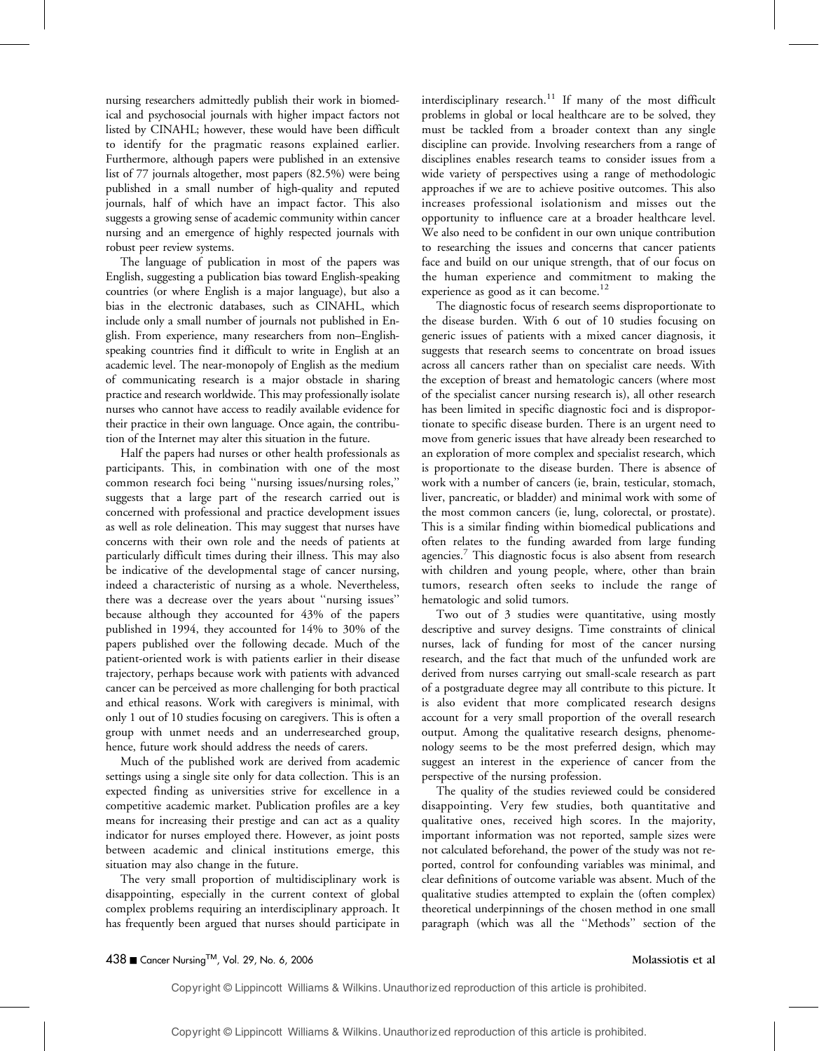nursing researchers admittedly publish their work in biomedical and psychosocial journals with higher impact factors not listed by CINAHL; however, these would have been difficult to identify for the pragmatic reasons explained earlier. Furthermore, although papers were published in an extensive list of 77 journals altogether, most papers (82.5%) were being published in a small number of high-quality and reputed journals, half of which have an impact factor. This also suggests a growing sense of academic community within cancer nursing and an emergence of highly respected journals with robust peer review systems.

The language of publication in most of the papers was English, suggesting a publication bias toward English-speaking countries (or where English is a major language), but also a bias in the electronic databases, such as CINAHL, which include only a small number of journals not published in English. From experience, many researchers from non–English-speaking countries find it difficult to write in English at an academic level. The near-monopoly of English as the medium of communicating research is a major obstacle in sharing practice and research worldwide. This may professionally isolate nurses who cannot have access to readily available evidence for their practice in their own language. Once again, the contribution of the Internet may alter this situation in the future.

Half the papers had nurses or other health professionals as participants. This, in combination with one of the most common research foci being ''nursing issues/nursing roles,'' suggests that a large part of the research carried out is concerned with professional and practice development issues as well as role delineation. This may suggest that nurses have concerns with their own role and the needs of patients at particularly difficult times during their illness. This may also be indicative of the developmental stage of cancer nursing, indeed a characteristic of nursing as a whole. Nevertheless, there was a decrease over the years about ''nursing issues'' because although they accounted for 43% of the papers published in 1994, they accounted for 14% to 30% of the papers published over the following decade. Much of the patient-oriented work is with patients earlier in their disease trajectory, perhaps because work with patients with advanced cancer can be perceived as more challenging for both practical and ethical reasons. Work with caregivers is minimal, with only 1 out of 10 studies focusing on caregivers. This is often a group with unmet needs and an underresearched group, hence, future work should address the needs of carers.

Much of the published work are derived from academic settings using a single site only for data collection. This is an expected finding as universities strive for excellence in a competitive academic market. Publication profiles are a key means for increasing their prestige and can act as a quality indicator for nurses employed there. However, as joint posts between academic and clinical institutions emerge, this situation may also change in the future.

The very small proportion of multidisciplinary work is disappointing, especially in the current context of global complex problems requiring an interdisciplinary approach. It has frequently been argued that nurses should participate in interdisciplinary research.[11] If many of the most difficult problems in global or local healthcare are to be solved, they must be tackled from a broader context than any single discipline can provide. Involving researchers from a range of disciplines enables research teams to consider issues from a wide variety of perspectives using a range of methodologic approaches if we are to achieve positive outcomes. This also increases professional isolationism and misses out the opportunity to influence care at a broader healthcare level. We also need to be confident in our own unique contribution to researching the issues and concerns that cancer patients face and build on our unique strength, that of our focus on the human experience and commitment to making the experience as good as it can become.[12]

The diagnostic focus of research seems disproportionate to the disease burden. With 6 out of 10 studies focusing on generic issues of patients with a mixed cancer diagnosis, it suggests that research seems to concentrate on broad issues across all cancers rather than on specialist care needs. With the exception of breast and hematologic cancers (where most of the specialist cancer nursing research is), all other research has been limited in specific diagnostic foci and is disproportionate to specific disease burden. There is an urgent need to move from generic issues that have already been researched to an exploration of more complex and specialist research, which is proportionate to the disease burden. There is absence of work with a number of cancers (ie, brain, testicular, stomach, liver, pancreatic, or bladder) and minimal work with some of the most common cancers (ie, lung, colorectal, or prostate). This is a similar finding within biomedical publications and often relates to the funding awarded from large funding agencies.[7] This diagnostic focus is also absent from research with children and young people, where, other than brain tumors, research often seeks to include the range of hematologic and solid tumors.

Two out of 3 studies were quantitative, using mostly descriptive and survey designs. Time constraints of clinical nurses, lack of funding for most of the cancer nursing research, and the fact that much of the unfunded work are derived from nurses carrying out small-scale research as part of a postgraduate degree may all contribute to this picture. It is also evident that more complicated research designs account for a very small proportion of the overall research output. Among the qualitative research designs, phenomenology seems to be the most preferred design, which may suggest an interest in the experience of cancer from the perspective of the nursing profession.

The quality of the studies reviewed could be considered disappointing. Very few studies, both quantitative and qualitative ones, received high scores. In the majority, important information was not reported, sample sizes were not calculated beforehand, the power of the study was not reported, control for confounding variables was minimal, and clear definitions of outcome variable was absent. Much of the qualitative studies attempted to explain the (often complex) theoretical underpinnings of the chosen method in one small paragraph (which was all the ''Methods'' section of the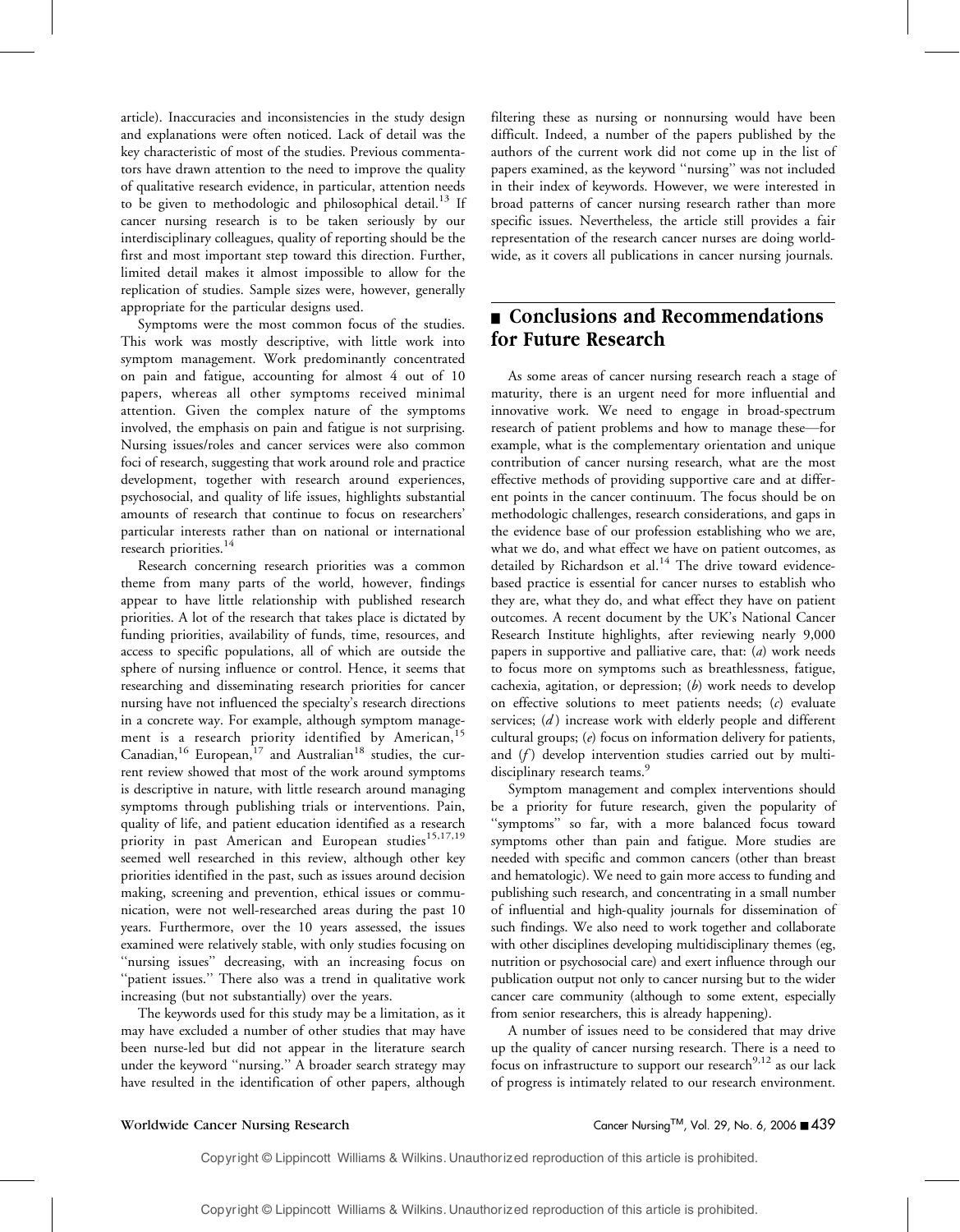article). Inaccuracies and inconsistencies in the study design and explanations were often noticed. Lack of detail was the key characteristic of most of the studies. Previous commentators have drawn attention to the need to improve the quality of qualitative research evidence, in particular, attention needs to be given to methodologic and philosophical detail.[13] If cancer nursing research is to be taken seriously by our interdisciplinary colleagues, quality of reporting should be the first and most important step toward this direction. Further, limited detail makes it almost impossible to allow for the replication of studies. Sample sizes were, however, generally appropriate for the particular designs used.

Symptoms were the most common focus of the studies. This work was mostly descriptive, with little work into symptom management. Work predominantly concentrated on pain and fatigue, accounting for almost 4 out of 10 papers, whereas all other symptoms received minimal attention. Given the complex nature of the symptoms involved, the emphasis on pain and fatigue is not surprising. Nursing issues/roles and cancer services were also common foci of research, suggesting that work around role and practice development, together with research around experiences, psychosocial, and quality of life issues, highlights substantial amounts of research that continue to focus on researchers' particular interests rather than on national or international research priorities.[14]

Research concerning research priorities was a common theme from many parts of the world, however, findings appear to have little relationship with published research priorities. A lot of the research that takes place is dictated by funding priorities, availability of funds, time, resources, and access to specific populations, all of which are outside the sphere of nursing influence or control. Hence, it seems that researching and disseminating research priorities for cancer nursing have not influenced the specialty's research directions in a concrete way. For example, although symptom management is a research priority identified by American,[15] Canadian,[16] European,[17] and Australian[18] studies, the current review showed that most of the work around symptoms is descriptive in nature, with little research around managing symptoms through publishing trials or interventions. Pain, quality of life, and patient education identified as a research priority in past American and European studies[15,17,19] seemed well researched in this review, although other key priorities identified in the past, such as issues around decision making, screening and prevention, ethical issues or communication, were not well-researched areas during the past 10 years. Furthermore, over the 10 years assessed, the issues examined were relatively stable, with only studies focusing on "nursing issues" decreasing, with an increasing focus on "patient issues." There also was a trend in qualitative work increasing (but not substantially) over the years.

The keywords used for this study may be a limitation, as it may have excluded a number of other studies that may have been nurse-led but did not appear in the literature search under the keyword "nursing." A broader search strategy may have resulted in the identification of other papers, although filtering these as nursing or nonnursing would have been difficult. Indeed, a number of the papers published by the authors of the current work did not come up in the list of papers examined, as the keyword "nursing" was not included in their index of keywords. However, we were interested in broad patterns of cancer nursing research rather than more specific issues. Nevertheless, the article still provides a fair representation of the research cancer nurses are doing worldwide, as it covers all publications in cancer nursing journals.

## Conclusions and Recommendations for Future Research

As some areas of cancer nursing research reach a stage of maturity, there is an urgent need for more influential and innovative work. We need to engage in broad-spectrum research of patient problems and how to manage these—for example, what is the complementary orientation and unique contribution of cancer nursing research, what are the most effective methods of providing supportive care and at different points in the cancer continuum. The focus should be on methodologic challenges, research considerations, and gaps in the evidence base of our profession establishing who we are, what we do, and what effect we have on patient outcomes, as detailed by Richardson et al.[14] The drive toward evidence-based practice is essential for cancer nurses to establish who they are, what they do, and what effect they have on patient outcomes. A recent document by the UK's National Cancer Research Institute highlights, after reviewing nearly 9,000 papers in supportive and palliative care, that: (*a*) work needs to focus more on symptoms such as breathlessness, fatigue, cachexia, agitation, or depression; (*b*) work needs to develop on effective solutions to meet patients needs; (*c*) evaluate services; (*d*) increase work with elderly people and different cultural groups; (*e*) focus on information delivery for patients, and (*f*) develop intervention studies carried out by multidisciplinary research teams.[9]

Symptom management and complex interventions should be a priority for future research, given the popularity of "symptoms" so far, with a more balanced focus toward symptoms other than pain and fatigue. More studies are needed with specific and common cancers (other than breast and hematologic). We need to gain more access to funding and publishing such research, and concentrating in a small number of influential and high-quality journals for dissemination of such findings. We also need to work together and collaborate with other disciplines developing multidisciplinary themes (eg, nutrition or psychosocial care) and exert influence through our publication output not only to cancer nursing but to the wider cancer care community (although to some extent, especially from senior researchers, this is already happening).

A number of issues need to be considered that may drive up the quality of cancer nursing research. There is a need to focus on infrastructure to support our research[9,12] as our lack of progress is intimately related to our research environment.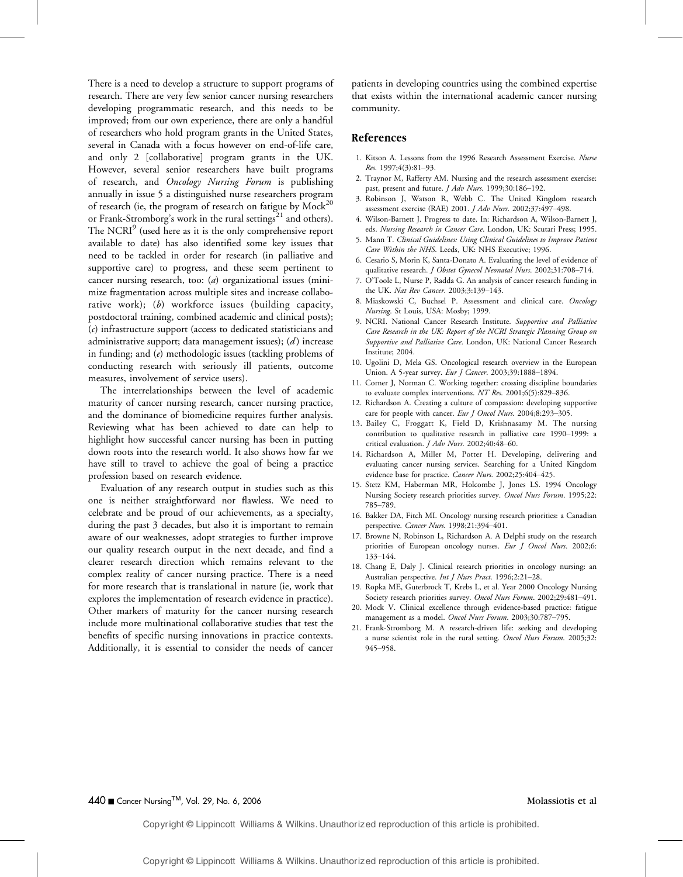There is a need to develop a structure to support programs of research. There are very few senior cancer nursing researchers developing programmatic research, and this needs to be improved; from our own experience, there are only a handful of researchers who hold program grants in the United States, several in Canada with a focus however on end-of-life care, and only 2 [collaborative] program grants in the UK. However, several senior researchers have built programs of research, and *Oncology Nursing Forum* is publishing annually in issue 5 a distinguished nurse researchers program of research (ie, the program of research on fatigue by Mock[20] or Frank-Stromborg's work in the rural settings[21] and others). The NCRI[9] (used here as it is the only comprehensive report available to date) has also identified some key issues that need to be tackled in order for research (in palliative and supportive care) to progress, and these seem pertinent to cancer nursing research, too: (*a*) organizational issues (minimize fragmentation across multiple sites and increase collaborative work); (*b*) workforce issues (building capacity, postdoctoral training, combined academic and clinical posts); (*c*) infrastructure support (access to dedicated statisticians and administrative support; data management issues); (*d*) increase in funding; and (*e*) methodologic issues (tackling problems of conducting research with seriously ill patients, outcome measures, involvement of service users).

The interrelationships between the level of academic maturity of cancer nursing research, cancer nursing practice, and the dominance of biomedicine requires further analysis. Reviewing what has been achieved to date can help to highlight how successful cancer nursing has been in putting down roots into the research world. It also shows how far we have still to travel to achieve the goal of being a practice profession based on research evidence.

Evaluation of any research output in studies such as this one is neither straightforward nor flawless. We need to celebrate and be proud of our achievements, as a specialty, during the past 3 decades, but also it is important to remain aware of our weaknesses, adopt strategies to further improve our quality research output in the next decade, and find a clearer research direction which remains relevant to the complex reality of cancer nursing practice. There is a need for more research that is translational in nature (ie, work that explores the implementation of research evidence in practice). Other markers of maturity for the cancer nursing research include more multinational collaborative studies that test the benefits of specific nursing innovations in practice contexts. Additionally, it is essential to consider the needs of cancer patients in developing countries using the combined expertise that exists within the international academic cancer nursing community.

## References

1. Kitson A. Lessons from the 1996 Research Assessment Exercise. *Nurse Res*. 1997;4(3):81–93.
2. Traynor M, Rafferty AM. Nursing and the research assessment exercise: past, present and future. *J Adv Nurs*. 1999;30:186–192.
3. Robinson J, Watson R, Webb C. The United Kingdom research assessment exercise (RAE) 2001. *J Adv Nurs*. 2002;37:497–498.
4. Wilson-Barnett J. Progress to date. In: Richardson A, Wilson-Barnett J, eds. *Nursing Research in Cancer Care*. London, UK: Scutari Press; 1995.
5. Mann T. *Clinical Guidelines: Using Clinical Guidelines to Improve Patient Care Within the NHS*. Leeds, UK: NHS Executive; 1996.
6. Cesario S, Morin K, Santa-Donato A. Evaluating the level of evidence of qualitative research. *J Obstet Gynecol Neonatal Nurs*. 2002;31:708–714.
7. O'Toole L, Nurse P, Radda G. An analysis of cancer research funding in the UK. *Nat Rev Cancer*. 2003;3:139–143.
8. Miaskowski C, Buchsel P. Assessment and clinical care. *Oncology Nursing*. St Louis, USA: Mosby; 1999.
9. NCRI. National Cancer Research Institute. *Supportive and Palliative Care Research in the UK: Report of the NCRI Strategic Planning Group on Supportive and Palliative Care*. London, UK: National Cancer Research Institute; 2004.
10. Ugolini D, Mela GS. Oncological research overview in the European Union. A 5-year survey. *Eur J Cancer*. 2003;39:1888–1894.
11. Corner J, Norman C. Working together: crossing discipline boundaries to evaluate complex interventions. *NT Res*. 2001;6(5):829–836.
12. Richardson A. Creating a culture of compassion: developing supportive care for people with cancer. *Eur J Oncol Nurs*. 2004;8:293–305.
13. Bailey C, Froggatt K, Field D, Krishnasamy M. The nursing contribution to qualitative research in palliative care 1990–1999: a critical evaluation. *J Adv Nurs*. 2002;40:48–60.
14. Richardson A, Miller M, Potter H. Developing, delivering and evaluating cancer nursing services. Searching for a United Kingdom evidence base for practice. *Cancer Nurs*. 2002;25:404–425.
15. Stetz KM, Haberman MR, Holcombe J, Jones LS. 1994 Oncology Nursing Society research priorities survey. *Oncol Nurs Forum*. 1995;22:785–789.
16. Bakker DA, Fitch MI. Oncology nursing research priorities: a Canadian perspective. *Cancer Nurs*. 1998;21:394–401.
17. Browne N, Robinson L, Richardson A. A Delphi study on the research priorities of European oncology nurses. *Eur J Oncol Nurs*. 2002;6:133–144.
18. Chang E, Daly J. Clinical research priorities in oncology nursing: an Australian perspective. *Int J Nurs Pract*. 1996;2:21–28.
19. Ropka ME, Guterbrock T, Krebs L, et al. Year 2000 Oncology Nursing Society research priorities survey. *Oncol Nurs Forum*. 2002;29:481–491.
20. Mock V. Clinical excellence through evidence-based practice: fatigue management as a model. *Oncol Nurs Forum*. 2003;30:787–795.
21. Frank-Stromborg M. A research-driven life: seeking and developing a nurse scientist role in the rural setting. *Oncol Nurs Forum*. 2005;32:945–958.